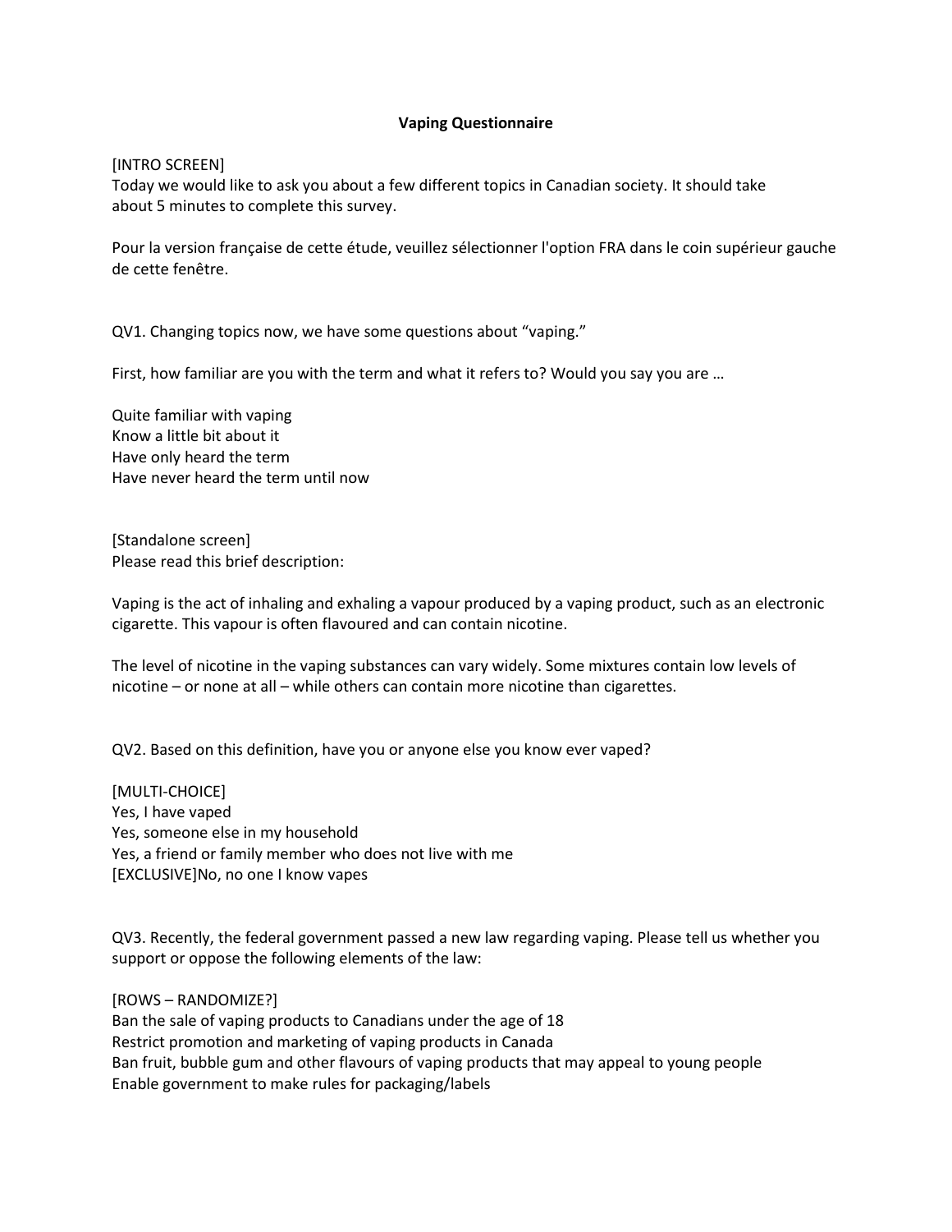# Vaping Questionnaire

[INTRO SCREEN]
Today we would like to ask you about a few different topics in Canadian society. It should take about 5 minutes to complete this survey.

Pour la version française de cette étude, veuillez sélectionner l'option FRA dans le coin supérieur gauche de cette fenêtre.

QV1. Changing topics now, we have some questions about "vaping."

First, how familiar are you with the term and what it refers to? Would you say you are …

Quite familiar with vaping
Know a little bit about it
Have only heard the term
Have never heard the term until now

[Standalone screen]
Please read this brief description:

Vaping is the act of inhaling and exhaling a vapour produced by a vaping product, such as an electronic cigarette. This vapour is often flavoured and can contain nicotine.

The level of nicotine in the vaping substances can vary widely. Some mixtures contain low levels of nicotine – or none at all – while others can contain more nicotine than cigarettes.

QV2. Based on this definition, have you or anyone else you know ever vaped?

[MULTI-CHOICE]
Yes, I have vaped
Yes, someone else in my household
Yes, a friend or family member who does not live with me
[EXCLUSIVE]No, no one I know vapes

QV3. Recently, the federal government passed a new law regarding vaping. Please tell us whether you support or oppose the following elements of the law:

[ROWS – RANDOMIZE?]
Ban the sale of vaping products to Canadians under the age of 18
Restrict promotion and marketing of vaping products in Canada
Ban fruit, bubble gum and other flavours of vaping products that may appeal to young people
Enable government to make rules for packaging/labels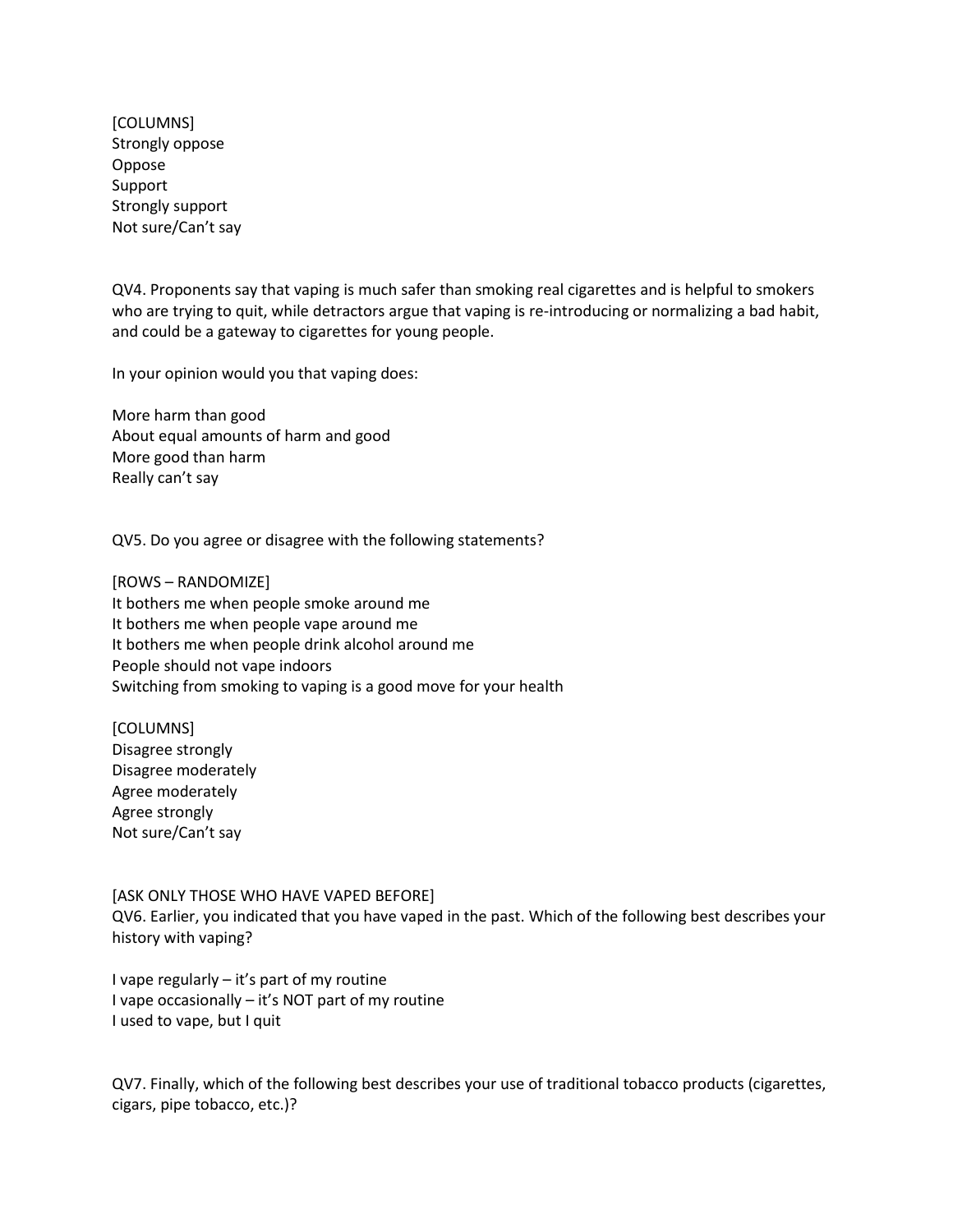[COLUMNS]
Strongly oppose
Oppose
Support
Strongly support
Not sure/Can't say

QV4. Proponents say that vaping is much safer than smoking real cigarettes and is helpful to smokers who are trying to quit, while detractors argue that vaping is re-introducing or normalizing a bad habit, and could be a gateway to cigarettes for young people.

In your opinion would you that vaping does:

More harm than good
About equal amounts of harm and good
More good than harm
Really can't say

QV5. Do you agree or disagree with the following statements?

[ROWS – RANDOMIZE]
It bothers me when people smoke around me
It bothers me when people vape around me
It bothers me when people drink alcohol around me
People should not vape indoors
Switching from smoking to vaping is a good move for your health

[COLUMNS]
Disagree strongly
Disagree moderately
Agree moderately
Agree strongly
Not sure/Can't say

[ASK ONLY THOSE WHO HAVE VAPED BEFORE]
QV6. Earlier, you indicated that you have vaped in the past. Which of the following best describes your history with vaping?

I vape regularly – it's part of my routine
I vape occasionally – it's NOT part of my routine
I used to vape, but I quit

QV7. Finally, which of the following best describes your use of traditional tobacco products (cigarettes, cigars, pipe tobacco, etc.)?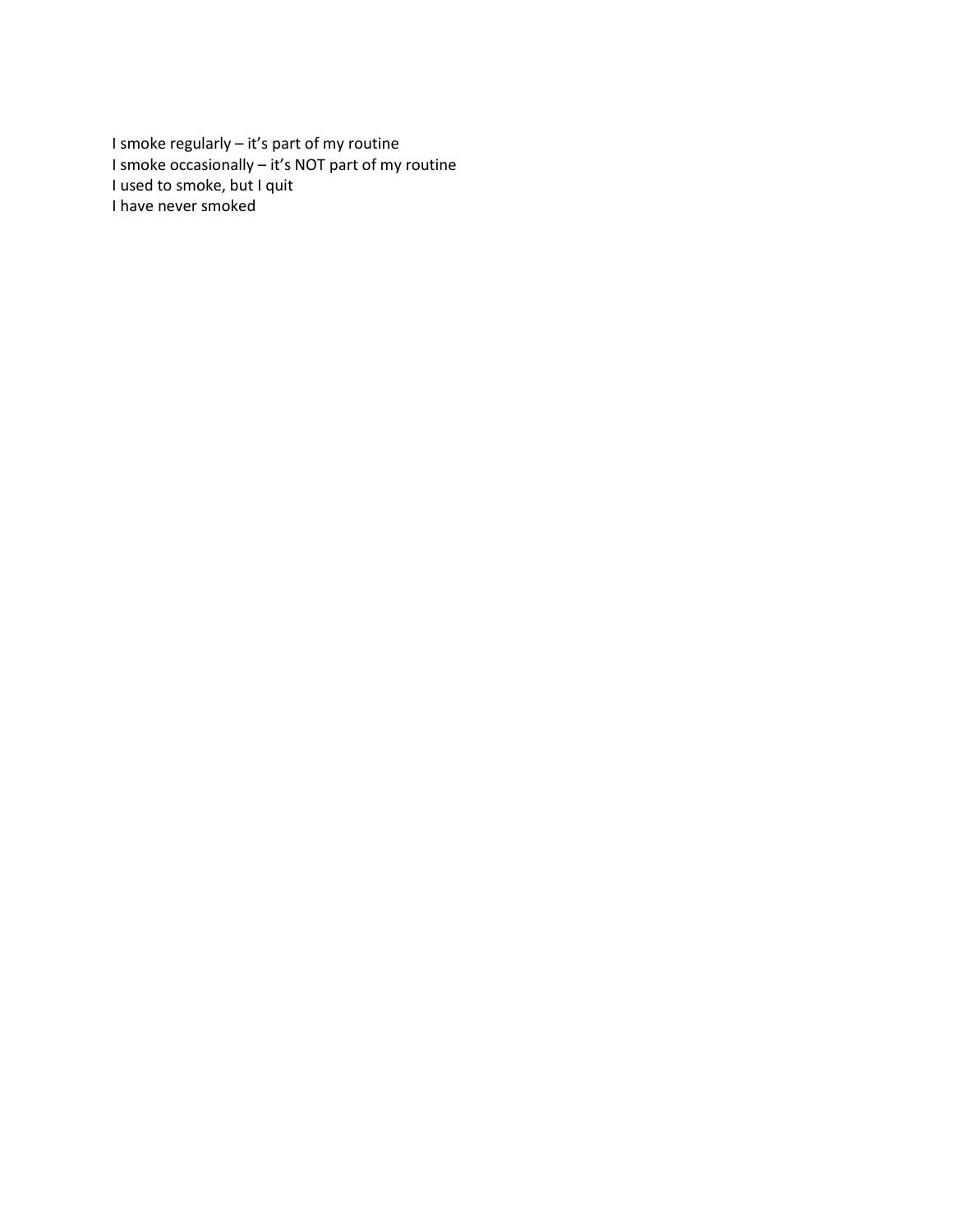I smoke regularly – it's part of my routine
I smoke occasionally – it's NOT part of my routine
I used to smoke, but I quit
I have never smoked